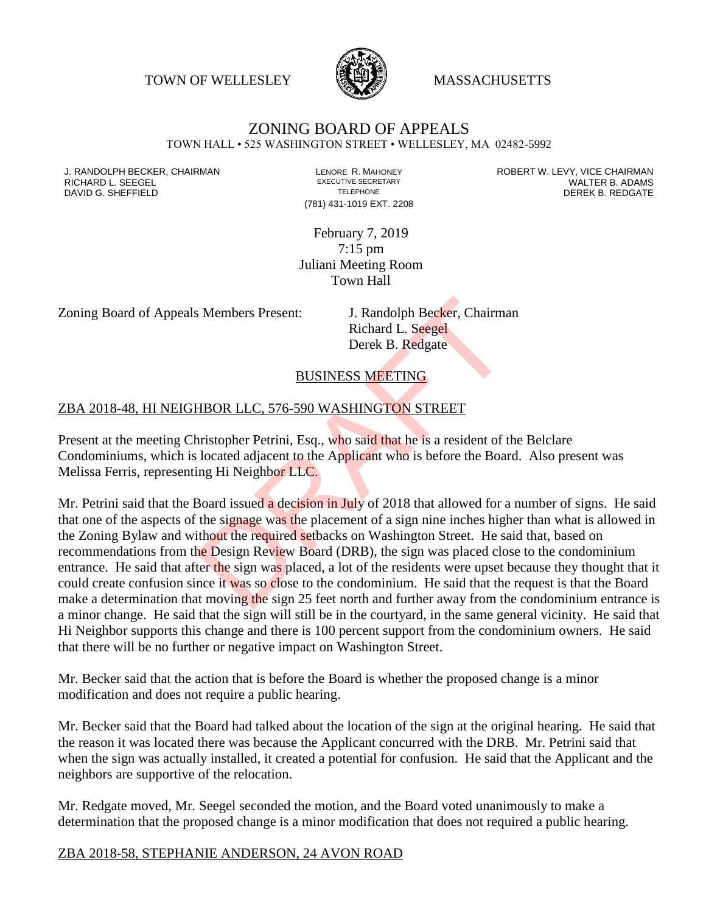TOWN OF WELLESLEY MASSACHUSETTS

# ZONING BOARD OF APPEALS

TOWN HALL • 525 WASHINGTON STREET • WELLESLEY, MA 02482-5992

J. RANDOLPH BECKER, CHAIRMAN
RICHARD L. SEEGEL
DAVID G. SHEFFIELD

LENORE R. MAHONEY
EXECUTIVE SECRETARY
TELEPHONE
(781) 431-1019 EXT. 2208

ROBERT W. LEVY, VICE CHAIRMAN
WALTER B. ADAMS
DEREK B. REDGATE

February 7, 2019
7:15 pm
Juliani Meeting Room
Town Hall

Zoning Board of Appeals Members Present: J. Randolph Becker, Chairman
Richard L. Seegel
Derek B. Redgate

## BUSINESS MEETING

## ZBA 2018-48, HI NEIGHBOR LLC, 576-590 WASHINGTON STREET

Present at the meeting Christopher Petrini, Esq., who said that he is a resident of the Belclare Condominiums, which is located adjacent to the Applicant who is before the Board. Also present was Melissa Ferris, representing Hi Neighbor LLC.

Mr. Petrini said that the Board issued a decision in July of 2018 that allowed for a number of signs. He said that one of the aspects of the signage was the placement of a sign nine inches higher than what is allowed in the Zoning Bylaw and without the required setbacks on Washington Street. He said that, based on recommendations from the Design Review Board (DRB), the sign was placed close to the condominium entrance. He said that after the sign was placed, a lot of the residents were upset because they thought that it could create confusion since it was so close to the condominium. He said that the request is that the Board make a determination that moving the sign 25 feet north and further away from the condominium entrance is a minor change. He said that the sign will still be in the courtyard, in the same general vicinity. He said that Hi Neighbor supports this change and there is 100 percent support from the condominium owners. He said that there will be no further or negative impact on Washington Street.

Mr. Becker said that the action that is before the Board is whether the proposed change is a minor modification and does not require a public hearing.

Mr. Becker said that the Board had talked about the location of the sign at the original hearing. He said that the reason it was located there was because the Applicant concurred with the DRB. Mr. Petrini said that when the sign was actually installed, it created a potential for confusion. He said that the Applicant and the neighbors are supportive of the relocation.

Mr. Redgate moved, Mr. Seegel seconded the motion, and the Board voted unanimously to make a determination that the proposed change is a minor modification that does not required a public hearing.

## ZBA 2018-58, STEPHANIE ANDERSON, 24 AVON ROAD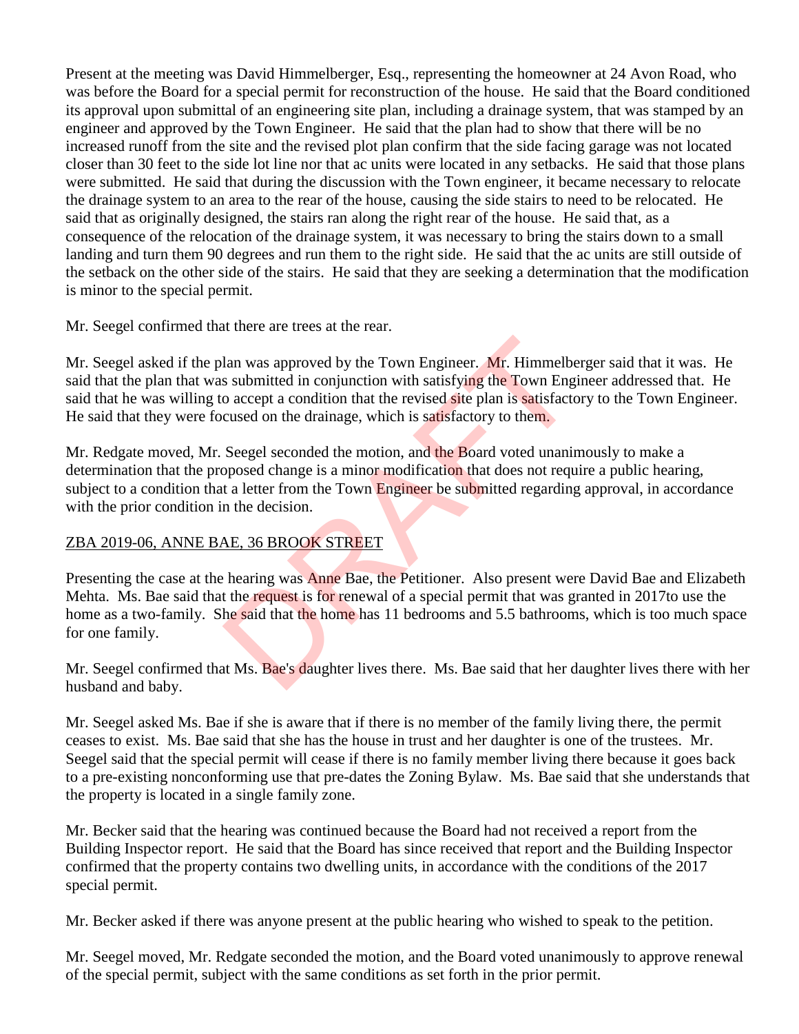Present at the meeting was David Himmelberger, Esq., representing the homeowner at 24 Avon Road, who was before the Board for a special permit for reconstruction of the house. He said that the Board conditioned its approval upon submittal of an engineering site plan, including a drainage system, that was stamped by an engineer and approved by the Town Engineer. He said that the plan had to show that there will be no increased runoff from the site and the revised plot plan confirm that the side facing garage was not located closer than 30 feet to the side lot line nor that ac units were located in any setbacks. He said that those plans were submitted. He said that during the discussion with the Town engineer, it became necessary to relocate the drainage system to an area to the rear of the house, causing the side stairs to need to be relocated. He said that as originally designed, the stairs ran along the right rear of the house. He said that, as a consequence of the relocation of the drainage system, it was necessary to bring the stairs down to a small landing and turn them 90 degrees and run them to the right side. He said that the ac units are still outside of the setback on the other side of the stairs. He said that they are seeking a determination that the modification is minor to the special permit.

Mr. Seegel confirmed that there are trees at the rear.

Mr. Seegel asked if the plan was approved by the Town Engineer. Mr. Himmelberger said that it was. He said that the plan that was submitted in conjunction with satisfying the Town Engineer addressed that. He said that he was willing to accept a condition that the revised site plan is satisfactory to the Town Engineer. He said that they were focused on the drainage, which is satisfactory to them.

Mr. Redgate moved, Mr. Seegel seconded the motion, and the Board voted unanimously to make a determination that the proposed change is a minor modification that does not require a public hearing, subject to a condition that a letter from the Town Engineer be submitted regarding approval, in accordance with the prior condition in the decision.

ZBA 2019-06, ANNE BAE, 36 BROOK STREET

Presenting the case at the hearing was Anne Bae, the Petitioner. Also present were David Bae and Elizabeth Mehta. Ms. Bae said that the request is for renewal of a special permit that was granted in 2017to use the home as a two-family. She said that the home has 11 bedrooms and 5.5 bathrooms, which is too much space for one family.

Mr. Seegel confirmed that Ms. Bae's daughter lives there. Ms. Bae said that her daughter lives there with her husband and baby.

Mr. Seegel asked Ms. Bae if she is aware that if there is no member of the family living there, the permit ceases to exist. Ms. Bae said that she has the house in trust and her daughter is one of the trustees. Mr. Seegel said that the special permit will cease if there is no family member living there because it goes back to a pre-existing nonconforming use that pre-dates the Zoning Bylaw. Ms. Bae said that she understands that the property is located in a single family zone.

Mr. Becker said that the hearing was continued because the Board had not received a report from the Building Inspector report. He said that the Board has since received that report and the Building Inspector confirmed that the property contains two dwelling units, in accordance with the conditions of the 2017 special permit.

Mr. Becker asked if there was anyone present at the public hearing who wished to speak to the petition.

Mr. Seegel moved, Mr. Redgate seconded the motion, and the Board voted unanimously to approve renewal of the special permit, subject with the same conditions as set forth in the prior permit.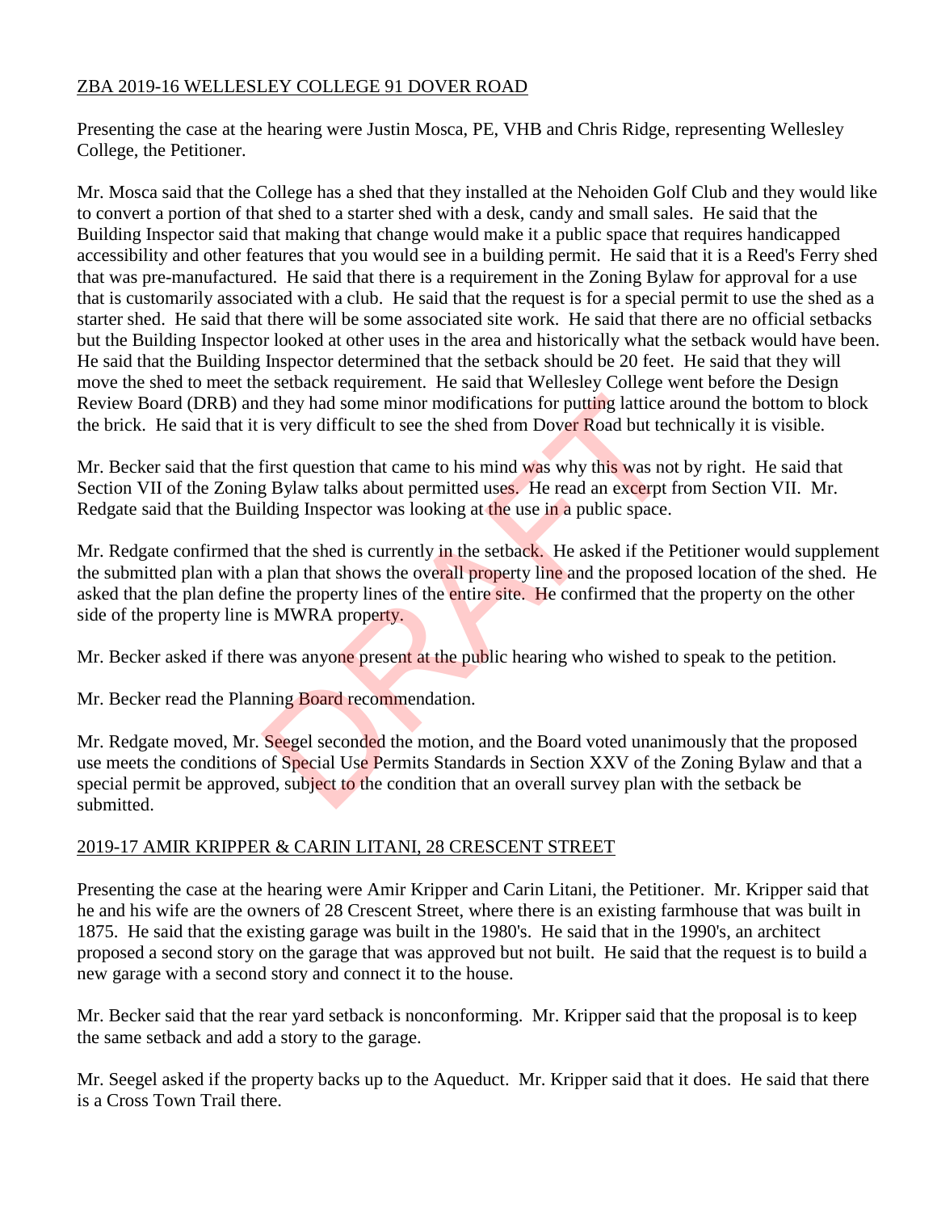ZBA 2019-16 WELLESLEY COLLEGE 91 DOVER ROAD

Presenting the case at the hearing were Justin Mosca, PE, VHB and Chris Ridge, representing Wellesley College, the Petitioner.

Mr. Mosca said that the College has a shed that they installed at the Nehoiden Golf Club and they would like to convert a portion of that shed to a starter shed with a desk, candy and small sales. He said that the Building Inspector said that making that change would make it a public space that requires handicapped accessibility and other features that you would see in a building permit. He said that it is a Reed's Ferry shed that was pre-manufactured. He said that there is a requirement in the Zoning Bylaw for approval for a use that is customarily associated with a club. He said that the request is for a special permit to use the shed as a starter shed. He said that there will be some associated site work. He said that there are no official setbacks but the Building Inspector looked at other uses in the area and historically what the setback would have been. He said that the Building Inspector determined that the setback should be 20 feet. He said that they will move the shed to meet the setback requirement. He said that Wellesley College went before the Design Review Board (DRB) and they had some minor modifications for putting lattice around the bottom to block the brick. He said that it is very difficult to see the shed from Dover Road but technically it is visible.

Mr. Becker said that the first question that came to his mind was why this was not by right. He said that Section VII of the Zoning Bylaw talks about permitted uses. He read an excerpt from Section VII. Mr. Redgate said that the Building Inspector was looking at the use in a public space.

Mr. Redgate confirmed that the shed is currently in the setback. He asked if the Petitioner would supplement the submitted plan with a plan that shows the overall property line and the proposed location of the shed. He asked that the plan define the property lines of the entire site. He confirmed that the property on the other side of the property line is MWRA property.

Mr. Becker asked if there was anyone present at the public hearing who wished to speak to the petition.

Mr. Becker read the Planning Board recommendation.

Mr. Redgate moved, Mr. Seegel seconded the motion, and the Board voted unanimously that the proposed use meets the conditions of Special Use Permits Standards in Section XXV of the Zoning Bylaw and that a special permit be approved, subject to the condition that an overall survey plan with the setback be submitted.

2019-17 AMIR KRIPPER & CARIN LITANI, 28 CRESCENT STREET

Presenting the case at the hearing were Amir Kripper and Carin Litani, the Petitioner. Mr. Kripper said that he and his wife are the owners of 28 Crescent Street, where there is an existing farmhouse that was built in 1875. He said that the existing garage was built in the 1980's. He said that in the 1990's, an architect proposed a second story on the garage that was approved but not built. He said that the request is to build a new garage with a second story and connect it to the house.

Mr. Becker said that the rear yard setback is nonconforming. Mr. Kripper said that the proposal is to keep the same setback and add a story to the garage.

Mr. Seegel asked if the property backs up to the Aqueduct. Mr. Kripper said that it does. He said that there is a Cross Town Trail there.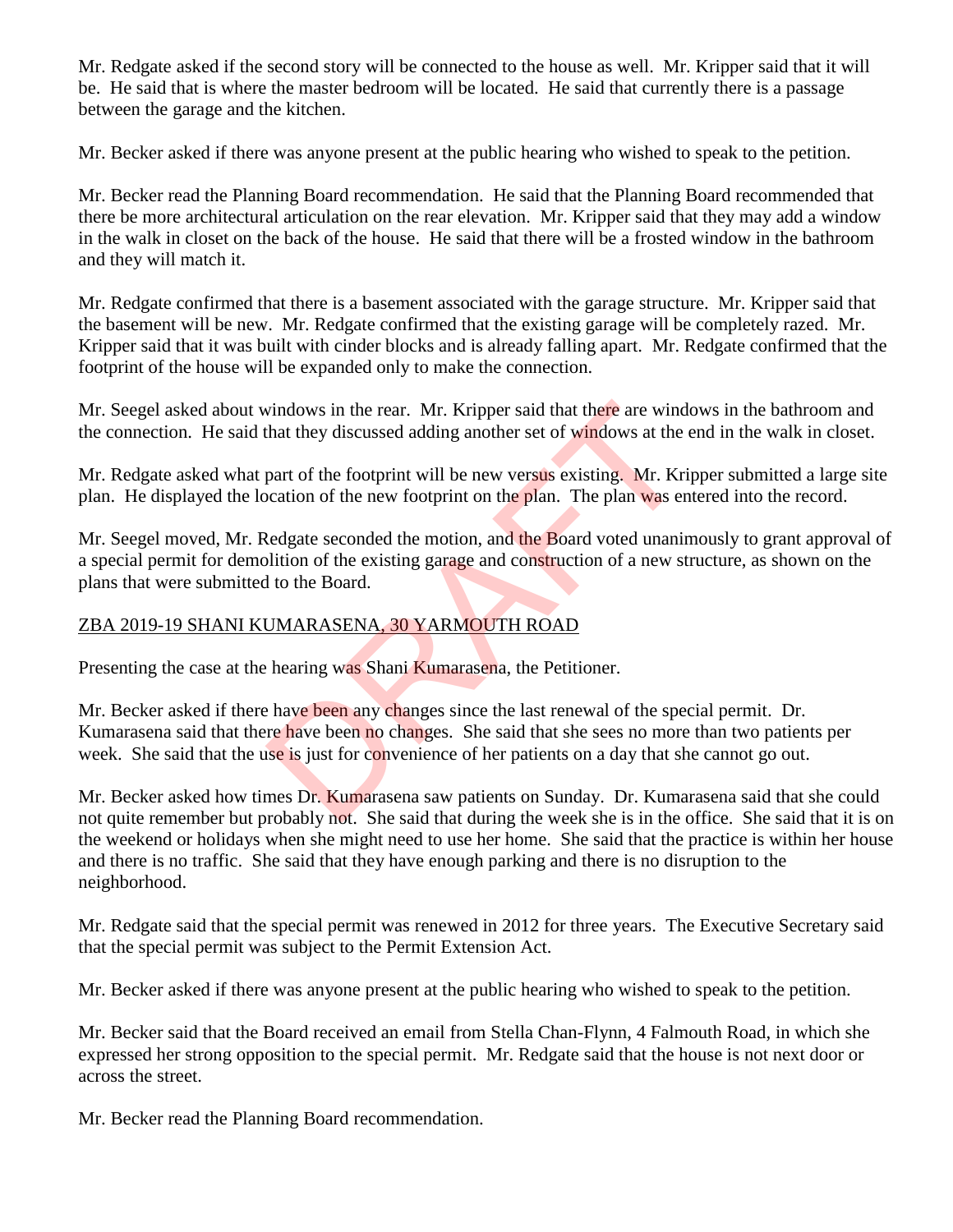Mr. Redgate asked if the second story will be connected to the house as well. Mr. Kripper said that it will be. He said that is where the master bedroom will be located. He said that currently there is a passage between the garage and the kitchen.

Mr. Becker asked if there was anyone present at the public hearing who wished to speak to the petition.

Mr. Becker read the Planning Board recommendation. He said that the Planning Board recommended that there be more architectural articulation on the rear elevation. Mr. Kripper said that they may add a window in the walk in closet on the back of the house. He said that there will be a frosted window in the bathroom and they will match it.

Mr. Redgate confirmed that there is a basement associated with the garage structure. Mr. Kripper said that the basement will be new. Mr. Redgate confirmed that the existing garage will be completely razed. Mr. Kripper said that it was built with cinder blocks and is already falling apart. Mr. Redgate confirmed that the footprint of the house will be expanded only to make the connection.

Mr. Seegel asked about windows in the rear. Mr. Kripper said that there are windows in the bathroom and the connection. He said that they discussed adding another set of windows at the end in the walk in closet.

Mr. Redgate asked what part of the footprint will be new versus existing. Mr. Kripper submitted a large site plan. He displayed the location of the new footprint on the plan. The plan was entered into the record.

Mr. Seegel moved, Mr. Redgate seconded the motion, and the Board voted unanimously to grant approval of a special permit for demolition of the existing garage and construction of a new structure, as shown on the plans that were submitted to the Board.

## ZBA 2019-19 SHANI KUMARASENA, 30 YARMOUTH ROAD

Presenting the case at the hearing was Shani Kumarasena, the Petitioner.

Mr. Becker asked if there have been any changes since the last renewal of the special permit. Dr. Kumarasena said that there have been no changes. She said that she sees no more than two patients per week. She said that the use is just for convenience of her patients on a day that she cannot go out.

Mr. Becker asked how times Dr. Kumarasena saw patients on Sunday. Dr. Kumarasena said that she could not quite remember but probably not. She said that during the week she is in the office. She said that it is on the weekend or holidays when she might need to use her home. She said that the practice is within her house and there is no traffic. She said that they have enough parking and there is no disruption to the neighborhood.

Mr. Redgate said that the special permit was renewed in 2012 for three years. The Executive Secretary said that the special permit was subject to the Permit Extension Act.

Mr. Becker asked if there was anyone present at the public hearing who wished to speak to the petition.

Mr. Becker said that the Board received an email from Stella Chan-Flynn, 4 Falmouth Road, in which she expressed her strong opposition to the special permit. Mr. Redgate said that the house is not next door or across the street.

Mr. Becker read the Planning Board recommendation.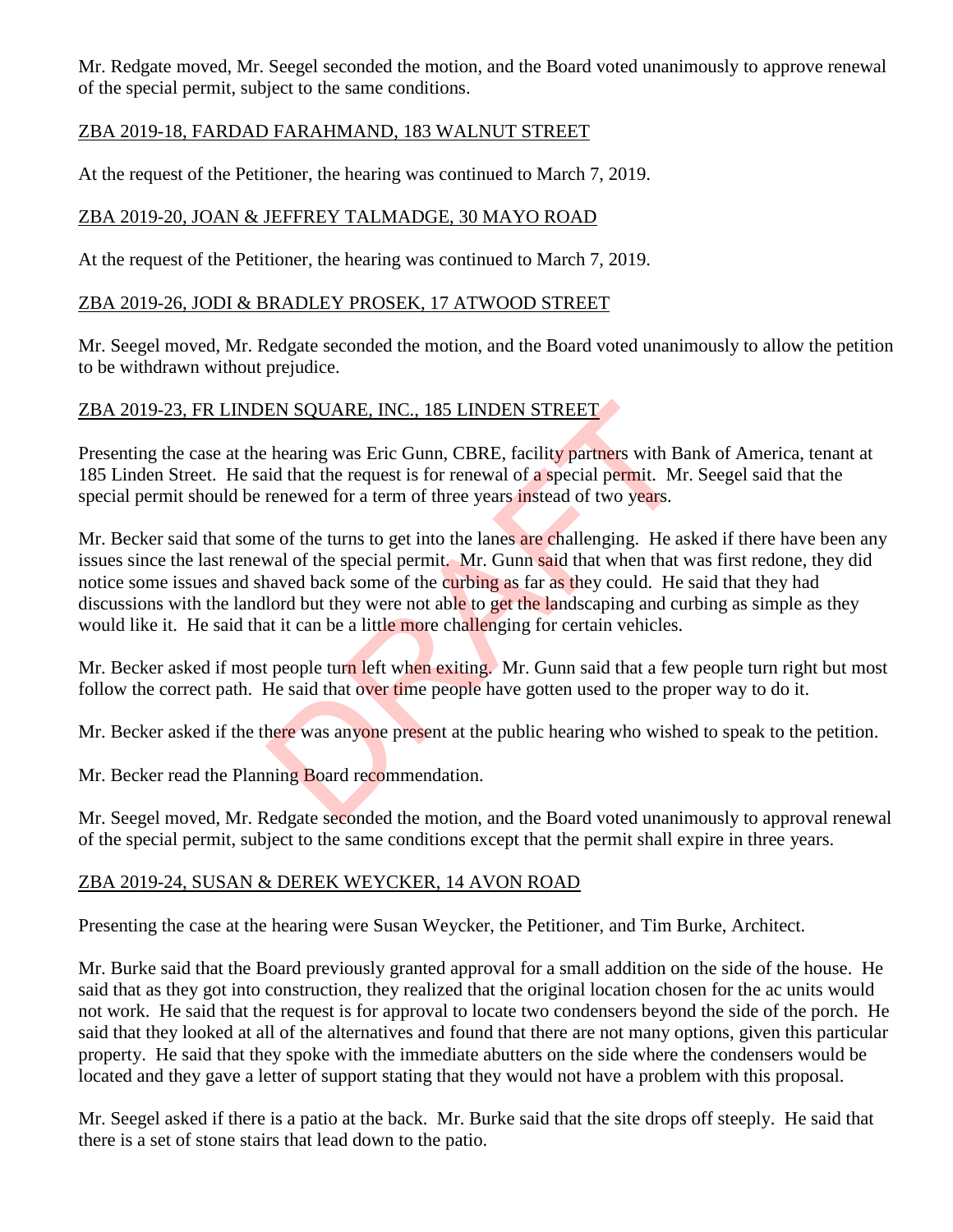Mr. Redgate moved, Mr. Seegel seconded the motion, and the Board voted unanimously to approve renewal of the special permit, subject to the same conditions.

ZBA 2019-18, FARDAD FARAHMAND, 183 WALNUT STREET

At the request of the Petitioner, the hearing was continued to March 7, 2019.

ZBA 2019-20, JOAN & JEFFREY TALMADGE, 30 MAYO ROAD

At the request of the Petitioner, the hearing was continued to March 7, 2019.

ZBA 2019-26, JODI & BRADLEY PROSEK, 17 ATWOOD STREET

Mr. Seegel moved, Mr. Redgate seconded the motion, and the Board voted unanimously to allow the petition to be withdrawn without prejudice.

ZBA 2019-23, FR LINDEN SQUARE, INC., 185 LINDEN STREET

Presenting the case at the hearing was Eric Gunn, CBRE, facility partners with Bank of America, tenant at 185 Linden Street. He said that the request is for renewal of a special permit. Mr. Seegel said that the special permit should be renewed for a term of three years instead of two years.

Mr. Becker said that some of the turns to get into the lanes are challenging. He asked if there have been any issues since the last renewal of the special permit. Mr. Gunn said that when that was first redone, they did notice some issues and shaved back some of the curbing as far as they could. He said that they had discussions with the landlord but they were not able to get the landscaping and curbing as simple as they would like it. He said that it can be a little more challenging for certain vehicles.

Mr. Becker asked if most people turn left when exiting. Mr. Gunn said that a few people turn right but most follow the correct path. He said that over time people have gotten used to the proper way to do it.

Mr. Becker asked if the there was anyone present at the public hearing who wished to speak to the petition.

Mr. Becker read the Planning Board recommendation.

Mr. Seegel moved, Mr. Redgate seconded the motion, and the Board voted unanimously to approval renewal of the special permit, subject to the same conditions except that the permit shall expire in three years.

ZBA 2019-24, SUSAN & DEREK WEYCKER, 14 AVON ROAD

Presenting the case at the hearing were Susan Weycker, the Petitioner, and Tim Burke, Architect.

Mr. Burke said that the Board previously granted approval for a small addition on the side of the house. He said that as they got into construction, they realized that the original location chosen for the ac units would not work. He said that the request is for approval to locate two condensers beyond the side of the porch. He said that they looked at all of the alternatives and found that there are not many options, given this particular property. He said that they spoke with the immediate abutters on the side where the condensers would be located and they gave a letter of support stating that they would not have a problem with this proposal.

Mr. Seegel asked if there is a patio at the back. Mr. Burke said that the site drops off steeply. He said that there is a set of stone stairs that lead down to the patio.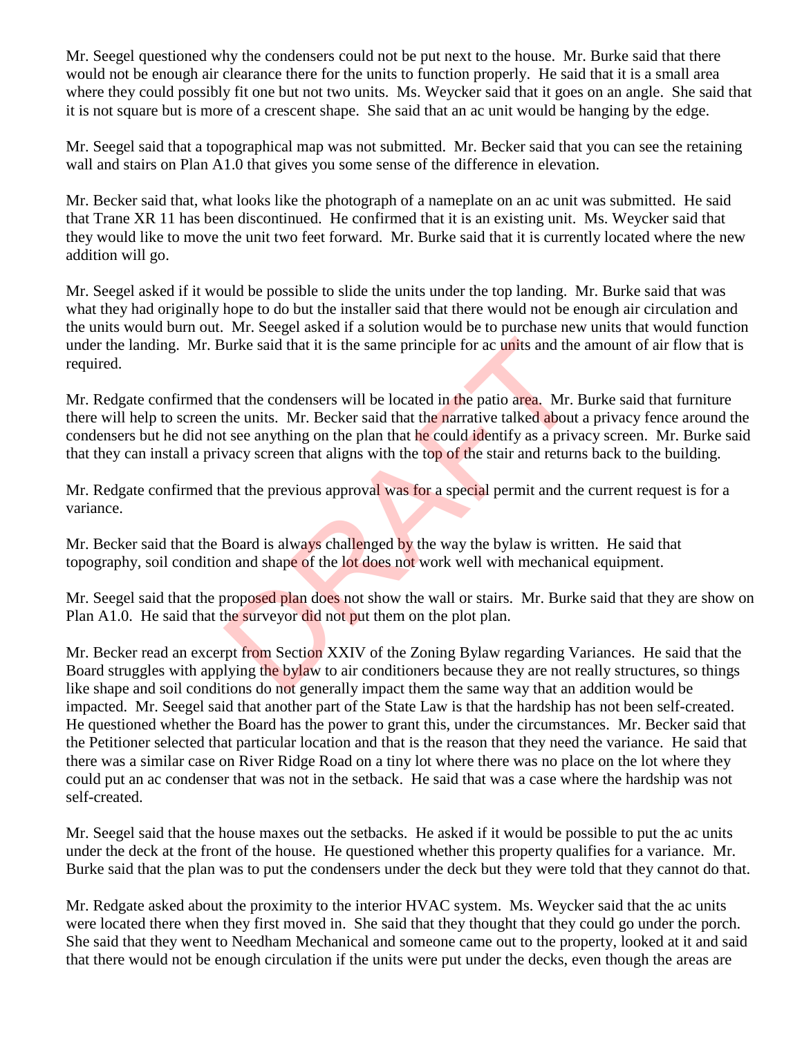Mr. Seegel questioned why the condensers could not be put next to the house. Mr. Burke said that there would not be enough air clearance there for the units to function properly. He said that it is a small area where they could possibly fit one but not two units. Ms. Weycker said that it goes on an angle. She said that it is not square but is more of a crescent shape. She said that an ac unit would be hanging by the edge.

Mr. Seegel said that a topographical map was not submitted. Mr. Becker said that you can see the retaining wall and stairs on Plan A1.0 that gives you some sense of the difference in elevation.

Mr. Becker said that, what looks like the photograph of a nameplate on an ac unit was submitted. He said that Trane XR 11 has been discontinued. He confirmed that it is an existing unit. Ms. Weycker said that they would like to move the unit two feet forward. Mr. Burke said that it is currently located where the new addition will go.

Mr. Seegel asked if it would be possible to slide the units under the top landing. Mr. Burke said that was what they had originally hope to do but the installer said that there would not be enough air circulation and the units would burn out. Mr. Seegel asked if a solution would be to purchase new units that would function under the landing. Mr. Burke said that it is the same principle for ac units and the amount of air flow that is required.

Mr. Redgate confirmed that the condensers will be located in the patio area. Mr. Burke said that furniture there will help to screen the units. Mr. Becker said that the narrative talked about a privacy fence around the condensers but he did not see anything on the plan that he could identify as a privacy screen. Mr. Burke said that they can install a privacy screen that aligns with the top of the stair and returns back to the building.

Mr. Redgate confirmed that the previous approval was for a special permit and the current request is for a variance.

Mr. Becker said that the Board is always challenged by the way the bylaw is written. He said that topography, soil condition and shape of the lot does not work well with mechanical equipment.

Mr. Seegel said that the proposed plan does not show the wall or stairs. Mr. Burke said that they are show on Plan A1.0. He said that the surveyor did not put them on the plot plan.

Mr. Becker read an excerpt from Section XXIV of the Zoning Bylaw regarding Variances. He said that the Board struggles with applying the bylaw to air conditioners because they are not really structures, so things like shape and soil conditions do not generally impact them the same way that an addition would be impacted. Mr. Seegel said that another part of the State Law is that the hardship has not been self-created. He questioned whether the Board has the power to grant this, under the circumstances. Mr. Becker said that the Petitioner selected that particular location and that is the reason that they need the variance. He said that there was a similar case on River Ridge Road on a tiny lot where there was no place on the lot where they could put an ac condenser that was not in the setback. He said that was a case where the hardship was not self-created.

Mr. Seegel said that the house maxes out the setbacks. He asked if it would be possible to put the ac units under the deck at the front of the house. He questioned whether this property qualifies for a variance. Mr. Burke said that the plan was to put the condensers under the deck but they were told that they cannot do that.

Mr. Redgate asked about the proximity to the interior HVAC system. Ms. Weycker said that the ac units were located there when they first moved in. She said that they thought that they could go under the porch. She said that they went to Needham Mechanical and someone came out to the property, looked at it and said that there would not be enough circulation if the units were put under the decks, even though the areas are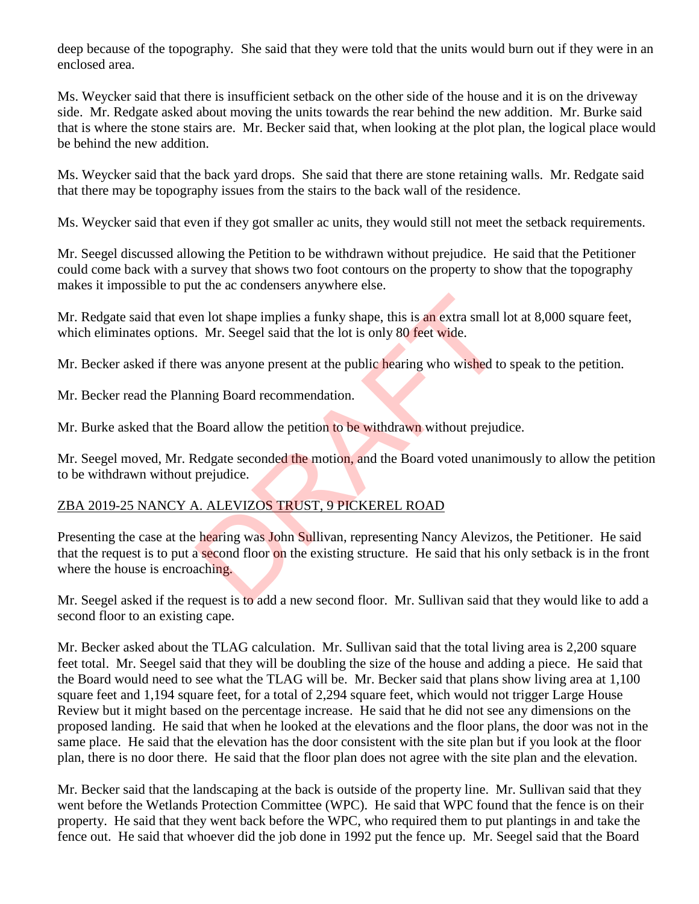deep because of the topography. She said that they were told that the units would burn out if they were in an enclosed area.

Ms. Weycker said that there is insufficient setback on the other side of the house and it is on the driveway side. Mr. Redgate asked about moving the units towards the rear behind the new addition. Mr. Burke said that is where the stone stairs are. Mr. Becker said that, when looking at the plot plan, the logical place would be behind the new addition.

Ms. Weycker said that the back yard drops. She said that there are stone retaining walls. Mr. Redgate said that there may be topography issues from the stairs to the back wall of the residence.

Ms. Weycker said that even if they got smaller ac units, they would still not meet the setback requirements.

Mr. Seegel discussed allowing the Petition to be withdrawn without prejudice. He said that the Petitioner could come back with a survey that shows two foot contours on the property to show that the topography makes it impossible to put the ac condensers anywhere else.

Mr. Redgate said that even lot shape implies a funky shape, this is an extra small lot at 8,000 square feet, which eliminates options. Mr. Seegel said that the lot is only 80 feet wide.

Mr. Becker asked if there was anyone present at the public hearing who wished to speak to the petition.

Mr. Becker read the Planning Board recommendation.

Mr. Burke asked that the Board allow the petition to be withdrawn without prejudice.

Mr. Seegel moved, Mr. Redgate seconded the motion, and the Board voted unanimously to allow the petition to be withdrawn without prejudice.

ZBA 2019-25 NANCY A. ALEVIZOS TRUST, 9 PICKEREL ROAD

Presenting the case at the hearing was John Sullivan, representing Nancy Alevizos, the Petitioner. He said that the request is to put a second floor on the existing structure. He said that his only setback is in the front where the house is encroaching.

Mr. Seegel asked if the request is to add a new second floor. Mr. Sullivan said that they would like to add a second floor to an existing cape.

Mr. Becker asked about the TLAG calculation. Mr. Sullivan said that the total living area is 2,200 square feet total. Mr. Seegel said that they will be doubling the size of the house and adding a piece. He said that the Board would need to see what the TLAG will be. Mr. Becker said that plans show living area at 1,100 square feet and 1,194 square feet, for a total of 2,294 square feet, which would not trigger Large House Review but it might based on the percentage increase. He said that he did not see any dimensions on the proposed landing. He said that when he looked at the elevations and the floor plans, the door was not in the same place. He said that the elevation has the door consistent with the site plan but if you look at the floor plan, there is no door there. He said that the floor plan does not agree with the site plan and the elevation.

Mr. Becker said that the landscaping at the back is outside of the property line. Mr. Sullivan said that they went before the Wetlands Protection Committee (WPC). He said that WPC found that the fence is on their property. He said that they went back before the WPC, who required them to put plantings in and take the fence out. He said that whoever did the job done in 1992 put the fence up. Mr. Seegel said that the Board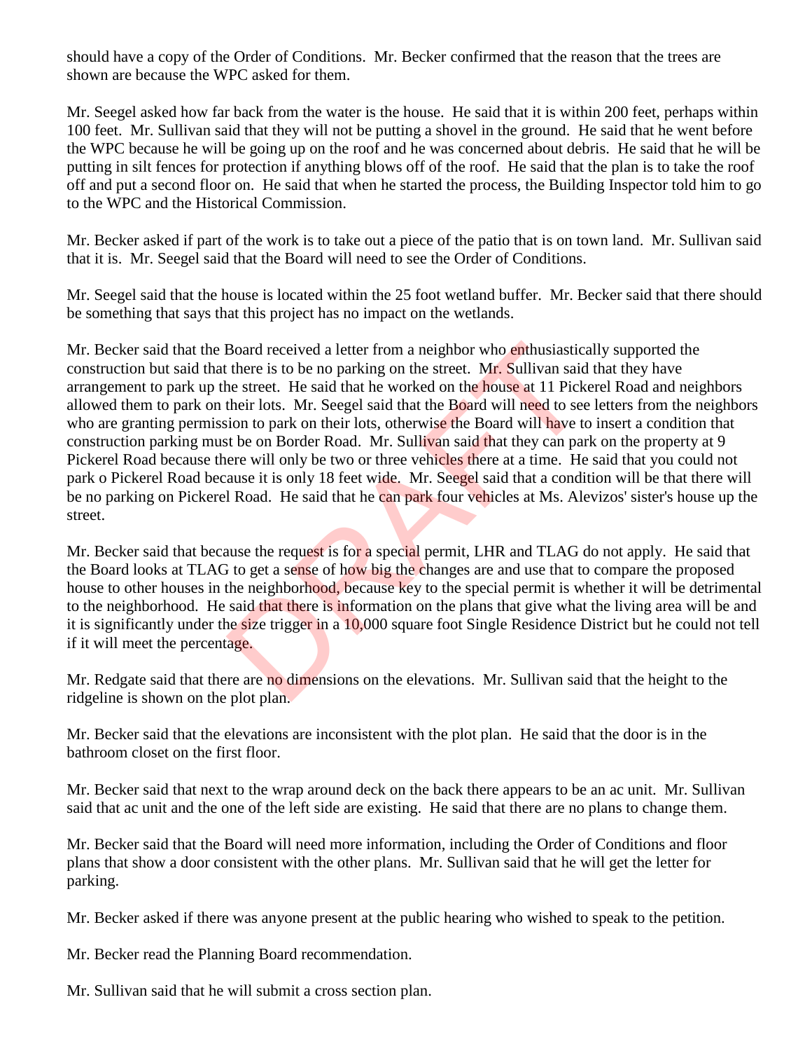should have a copy of the Order of Conditions. Mr. Becker confirmed that the reason that the trees are shown are because the WPC asked for them.

Mr. Seegel asked how far back from the water is the house. He said that it is within 200 feet, perhaps within 100 feet. Mr. Sullivan said that they will not be putting a shovel in the ground. He said that he went before the WPC because he will be going up on the roof and he was concerned about debris. He said that he will be putting in silt fences for protection if anything blows off of the roof. He said that the plan is to take the roof off and put a second floor on. He said that when he started the process, the Building Inspector told him to go to the WPC and the Historical Commission.

Mr. Becker asked if part of the work is to take out a piece of the patio that is on town land. Mr. Sullivan said that it is. Mr. Seegel said that the Board will need to see the Order of Conditions.

Mr. Seegel said that the house is located within the 25 foot wetland buffer. Mr. Becker said that there should be something that says that this project has no impact on the wetlands.

Mr. Becker said that the Board received a letter from a neighbor who enthusiastically supported the construction but said that there is to be no parking on the street. Mr. Sullivan said that they have arrangement to park up the street. He said that he worked on the house at 11 Pickerel Road and neighbors allowed them to park on their lots. Mr. Seegel said that the Board will need to see letters from the neighbors who are granting permission to park on their lots, otherwise the Board will have to insert a condition that construction parking must be on Border Road. Mr. Sullivan said that they can park on the property at 9 Pickerel Road because there will only be two or three vehicles there at a time. He said that you could not park o Pickerel Road because it is only 18 feet wide. Mr. Seegel said that a condition will be that there will be no parking on Pickerel Road. He said that he can park four vehicles at Ms. Alevizos' sister's house up the street.

Mr. Becker said that because the request is for a special permit, LHR and TLAG do not apply. He said that the Board looks at TLAG to get a sense of how big the changes are and use that to compare the proposed house to other houses in the neighborhood, because key to the special permit is whether it will be detrimental to the neighborhood. He said that there is information on the plans that give what the living area will be and it is significantly under the size trigger in a 10,000 square foot Single Residence District but he could not tell if it will meet the percentage.

Mr. Redgate said that there are no dimensions on the elevations. Mr. Sullivan said that the height to the ridgeline is shown on the plot plan.

Mr. Becker said that the elevations are inconsistent with the plot plan. He said that the door is in the bathroom closet on the first floor.

Mr. Becker said that next to the wrap around deck on the back there appears to be an ac unit. Mr. Sullivan said that ac unit and the one of the left side are existing. He said that there are no plans to change them.

Mr. Becker said that the Board will need more information, including the Order of Conditions and floor plans that show a door consistent with the other plans. Mr. Sullivan said that he will get the letter for parking.

Mr. Becker asked if there was anyone present at the public hearing who wished to speak to the petition.

Mr. Becker read the Planning Board recommendation.

Mr. Sullivan said that he will submit a cross section plan.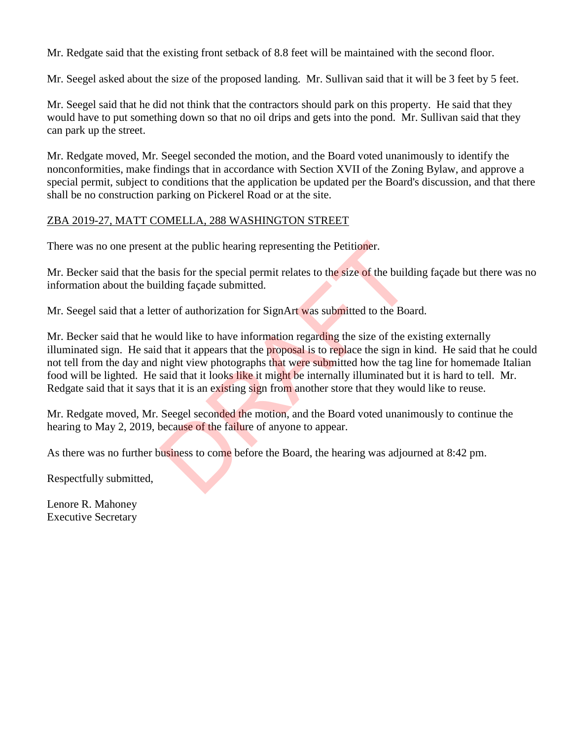Mr. Redgate said that the existing front setback of 8.8 feet will be maintained with the second floor.

Mr. Seegel asked about the size of the proposed landing. Mr. Sullivan said that it will be 3 feet by 5 feet.

Mr. Seegel said that he did not think that the contractors should park on this property. He said that they would have to put something down so that no oil drips and gets into the pond. Mr. Sullivan said that they can park up the street.

Mr. Redgate moved, Mr. Seegel seconded the motion, and the Board voted unanimously to identify the nonconformities, make findings that in accordance with Section XVII of the Zoning Bylaw, and approve a special permit, subject to conditions that the application be updated per the Board's discussion, and that there shall be no construction parking on Pickerel Road or at the site.

ZBA 2019-27, MATT COMELLA, 288 WASHINGTON STREET

There was no one present at the public hearing representing the Petitioner.

Mr. Becker said that the basis for the special permit relates to the size of the building façade but there was no information about the building façade submitted.

Mr. Seegel said that a letter of authorization for SignArt was submitted to the Board.

Mr. Becker said that he would like to have information regarding the size of the existing externally illuminated sign. He said that it appears that the proposal is to replace the sign in kind. He said that he could not tell from the day and night view photographs that were submitted how the tag line for homemade Italian food will be lighted. He said that it looks like it might be internally illuminated but it is hard to tell. Mr. Redgate said that it says that it is an existing sign from another store that they would like to reuse.

Mr. Redgate moved, Mr. Seegel seconded the motion, and the Board voted unanimously to continue the hearing to May 2, 2019, because of the failure of anyone to appear.

As there was no further business to come before the Board, the hearing was adjourned at 8:42 pm.

Respectfully submitted,

Lenore R. Mahoney
Executive Secretary